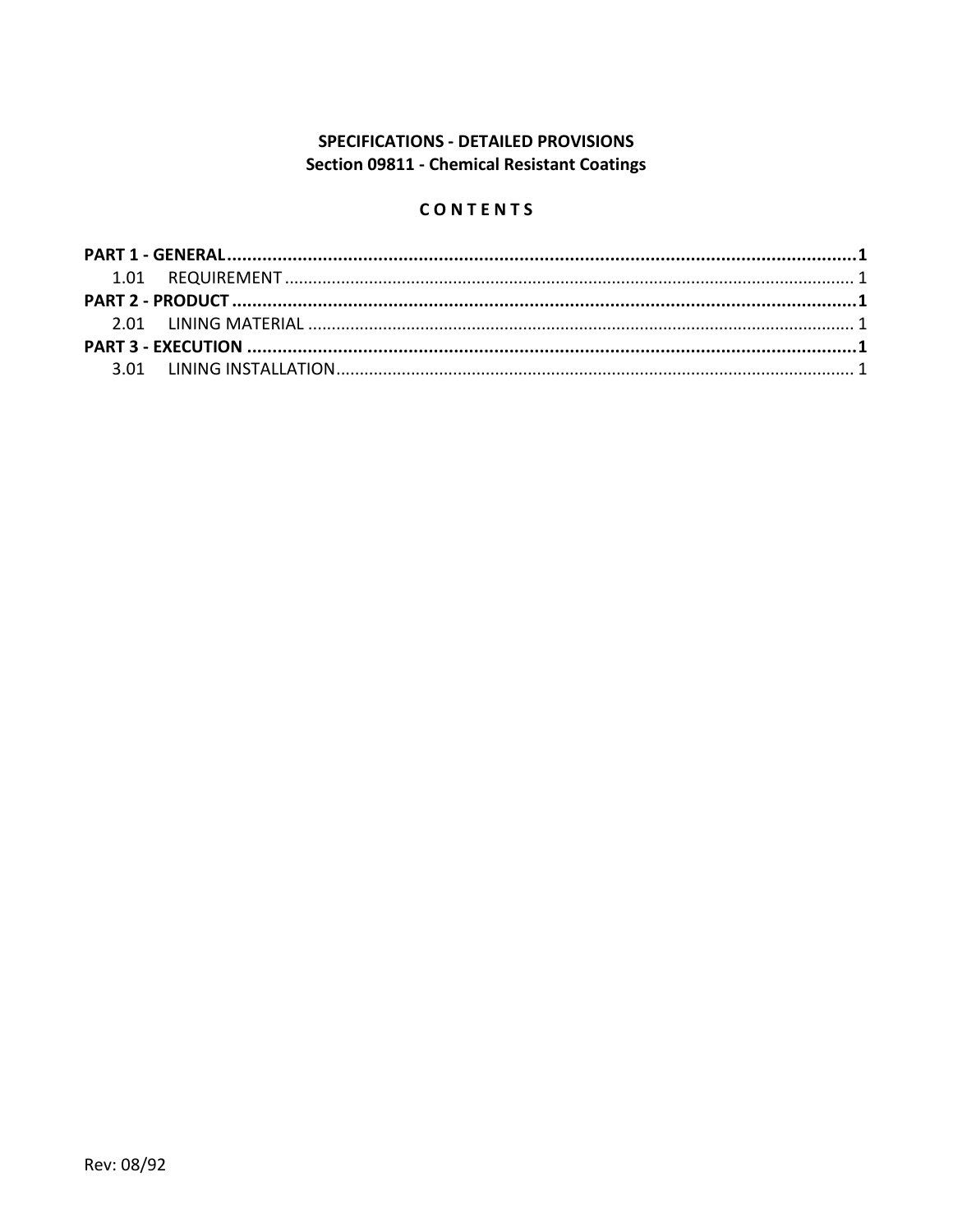**SPECIFICATIONS - DETAILED PROVISIONS**
**Section 09811 - Chemical Resistant Coatings**

**C O N T E N T S**

**PART 1 - GENERAL....................................................................................................................1**
1.01 REQUIREMENT ........................................................................................................................ 1
**PART 2 - PRODUCT ...................................................................................................................1**
2.01 LINING MATERIAL .................................................................................................................... 1
**PART 3 - EXECUTION ................................................................................................................1**
3.01 LINING INSTALLATION.............................................................................................................. 1

Rev: 08/92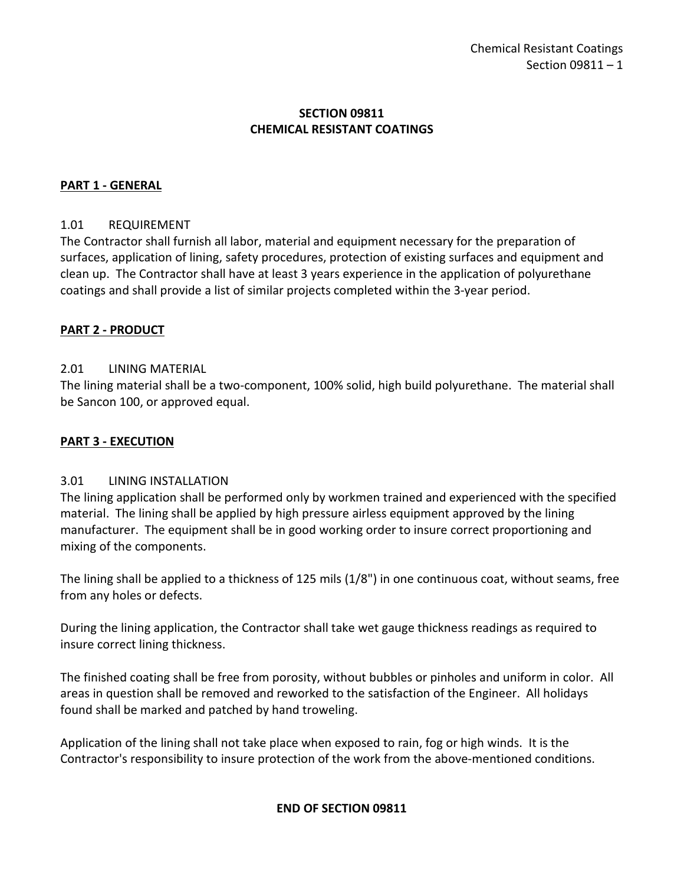# SECTION 09811
# CHEMICAL RESISTANT COATINGS

## PART 1 - GENERAL

### 1.01 REQUIREMENT

The Contractor shall furnish all labor, material and equipment necessary for the preparation of surfaces, application of lining, safety procedures, protection of existing surfaces and equipment and clean up. The Contractor shall have at least 3 years experience in the application of polyurethane coatings and shall provide a list of similar projects completed within the 3-year period.

## PART 2 - PRODUCT

### 2.01 LINING MATERIAL

The lining material shall be a two-component, 100% solid, high build polyurethane. The material shall be Sancon 100, or approved equal.

## PART 3 - EXECUTION

### 3.01 LINING INSTALLATION

The lining application shall be performed only by workmen trained and experienced with the specified material. The lining shall be applied by high pressure airless equipment approved by the lining manufacturer. The equipment shall be in good working order to insure correct proportioning and mixing of the components.

The lining shall be applied to a thickness of 125 mils (1/8") in one continuous coat, without seams, free from any holes or defects.

During the lining application, the Contractor shall take wet gauge thickness readings as required to insure correct lining thickness.

The finished coating shall be free from porosity, without bubbles or pinholes and uniform in color. All areas in question shall be removed and reworked to the satisfaction of the Engineer. All holidays found shall be marked and patched by hand troweling.

Application of the lining shall not take place when exposed to rain, fog or high winds. It is the Contractor's responsibility to insure protection of the work from the above-mentioned conditions.

**END OF SECTION 09811**